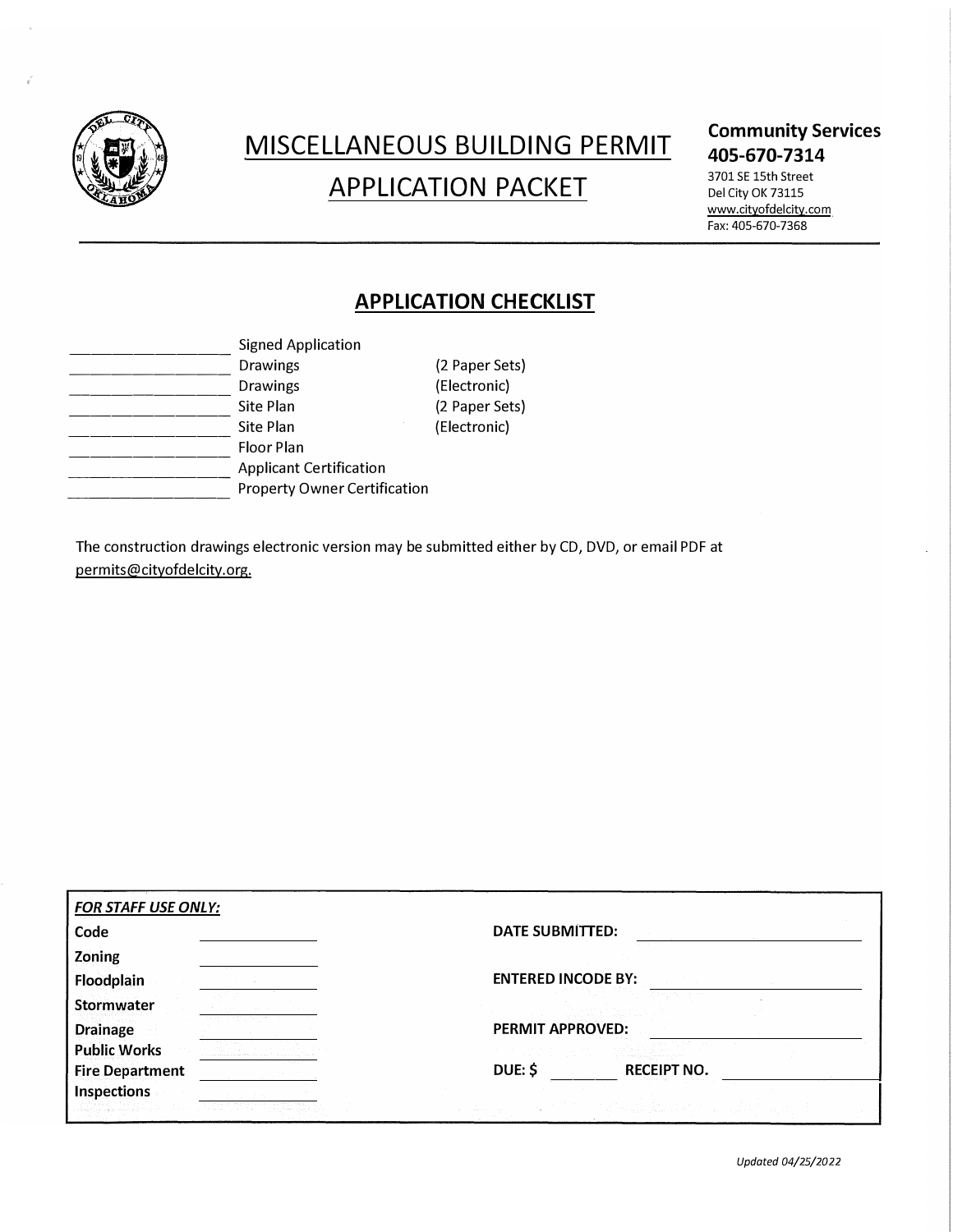# MISCELLANEOUS BUILDING PERMIT APPLICATION PACKET

**Community Services**
**405-670-7314**
3701 SE 15th Street
Del City OK 73115
www.cityofdelcity.com
Fax: 405-670-7368

## APPLICATION CHECKLIST

| | Item | |
|---|---|---|
| ____________ | Signed Application | |
| ____________ | Drawings | (2 Paper Sets) |
| ____________ | Drawings | (Electronic) |
| ____________ | Site Plan | (2 Paper Sets) |
| ____________ | Site Plan | (Electronic) |
| ____________ | Floor Plan | |
| ____________ | Applicant Certification | |
| ____________ | Property Owner Certification | |

The construction drawings electronic version may be submitted either by CD, DVD, or email PDF at permits@cityofdelcity.org.

***FOR STAFF USE ONLY:***

| | | | |
|---|---|---|---|
| **Code** | ____________ | **DATE SUBMITTED:** | ____________ |
| **Zoning** | ____________ | | |
| **Floodplain** | ____________ | **ENTERED INCODE BY:** | ____________ |
| **Stormwater** | ____________ | | |
| **Drainage** | ____________ | **PERMIT APPROVED:** | ____________ |
| **Public Works** | ____________ | | |
| **Fire Department** | ____________ | **DUE: $** ________ | **RECEIPT NO.** ____________ |
| **Inspections** | ____________ | | |

*Updated 04/25/2022*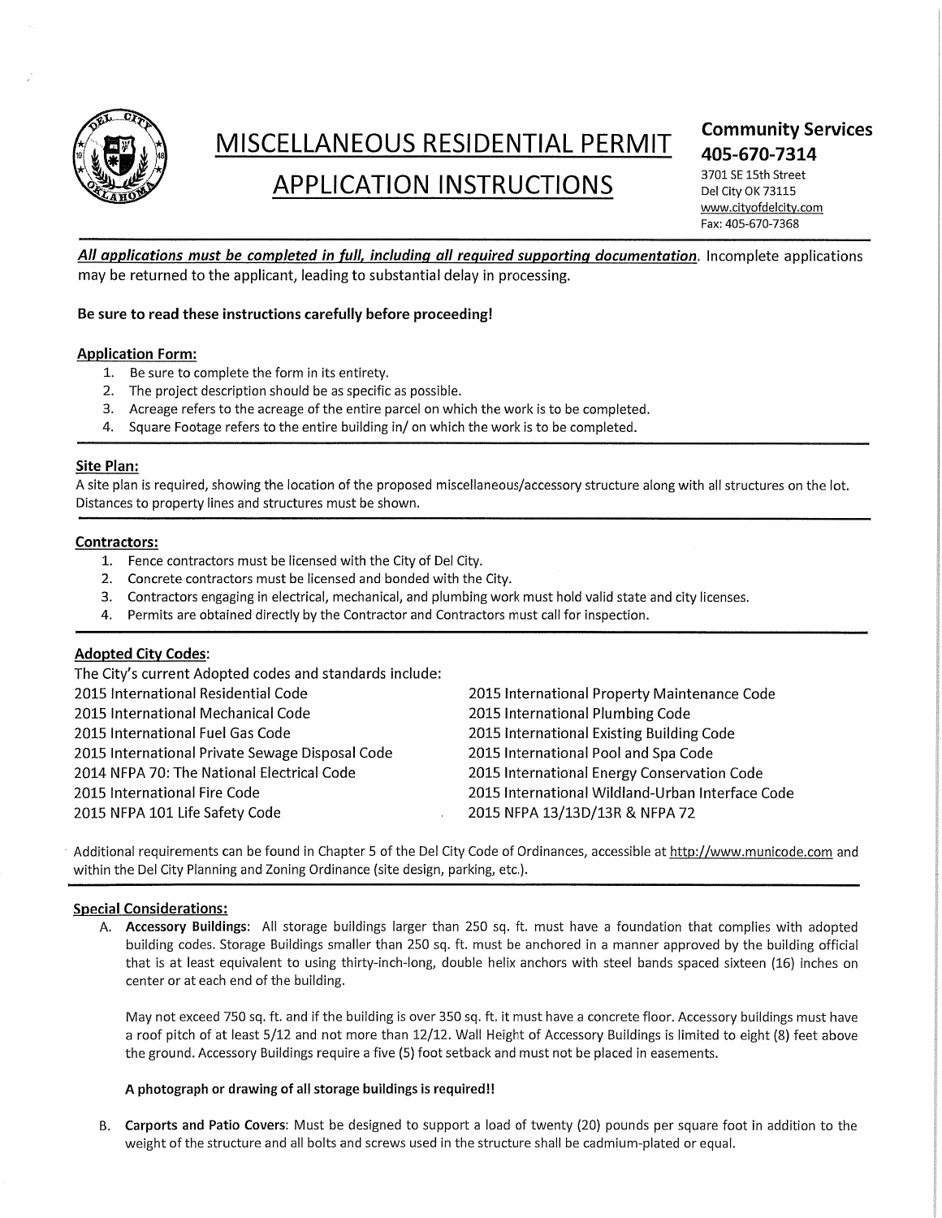# MISCELLANEOUS RESIDENTIAL PERMIT APPLICATION INSTRUCTIONS

**Community Services**
**405-670-7314**
3701 SE 15th Street
Del City OK 73115
www.cityofdelcity.com
Fax: 405-670-7368

***All applications must be completed in full, including all required supporting documentation***. Incomplete applications may be returned to the applicant, leading to substantial delay in processing.

**Be sure to read these instructions carefully before proceeding!**

## Application Form:

1. Be sure to complete the form in its entirety.
2. The project description should be as specific as possible.
3. Acreage refers to the acreage of the entire parcel on which the work is to be completed.
4. Square Footage refers to the entire building in/ on which the work is to be completed.

## Site Plan:

A site plan is required, showing the location of the proposed miscellaneous/accessory structure along with all structures on the lot. Distances to property lines and structures must be shown.

## Contractors:

1. Fence contractors must be licensed with the City of Del City.
2. Concrete contractors must be licensed and bonded with the City.
3. Contractors engaging in electrical, mechanical, and plumbing work must hold valid state and city licenses.
4. Permits are obtained directly by the Contractor and Contractors must call for inspection.

## Adopted City Codes:

The City's current Adopted codes and standards include:

- 2015 International Residential Code
- 2015 International Mechanical Code
- 2015 International Fuel Gas Code
- 2015 International Private Sewage Disposal Code
- 2014 NFPA 70: The National Electrical Code
- 2015 International Fire Code
- 2015 NFPA 101 Life Safety Code
- 2015 International Property Maintenance Code
- 2015 International Plumbing Code
- 2015 International Existing Building Code
- 2015 International Pool and Spa Code
- 2015 International Energy Conservation Code
- 2015 International Wildland-Urban Interface Code
- 2015 NFPA 13/13D/13R & NFPA 72

Additional requirements can be found in Chapter 5 of the Del City Code of Ordinances, accessible at http://www.municode.com and within the Del City Planning and Zoning Ordinance (site design, parking, etc.).

## Special Considerations:

A. **Accessory Buildings**: All storage buildings larger than 250 sq. ft. must have a foundation that complies with adopted building codes. Storage Buildings smaller than 250 sq. ft. must be anchored in a manner approved by the building official that is at least equivalent to using thirty-inch-long, double helix anchors with steel bands spaced sixteen (16) inches on center or at each end of the building.

   May not exceed 750 sq. ft. and if the building is over 350 sq. ft. it must have a concrete floor. Accessory buildings must have a roof pitch of at least 5/12 and not more than 12/12. Wall Height of Accessory Buildings is limited to eight (8) feet above the ground. Accessory Buildings require a five (5) foot setback and must not be placed in easements.

   **A photograph or drawing of all storage buildings is required!!**

B. **Carports and Patio Covers**: Must be designed to support a load of twenty (20) pounds per square foot in addition to the weight of the structure and all bolts and screws used in the structure shall be cadmium-plated or equal.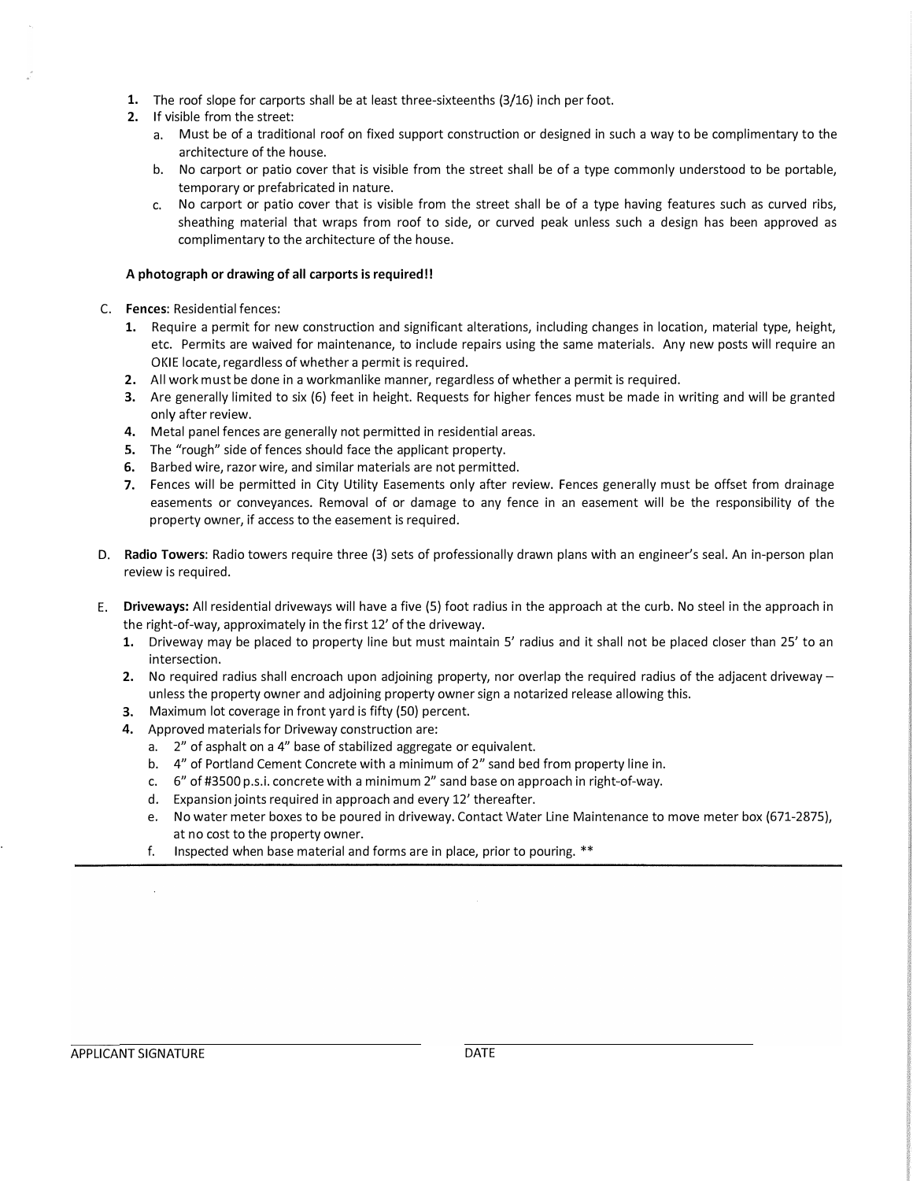1. The roof slope for carports shall be at least three-sixteenths (3/16) inch per foot.
2. If visible from the street:
   a. Must be of a traditional roof on fixed support construction or designed in such a way to be complimentary to the architecture of the house.
   b. No carport or patio cover that is visible from the street shall be of a type commonly understood to be portable, temporary or prefabricated in nature.
   c. No carport or patio cover that is visible from the street shall be of a type having features such as curved ribs, sheathing material that wraps from roof to side, or curved peak unless such a design has been approved as complimentary to the architecture of the house.

**A photograph or drawing of all carports is required!!**

C. **Fences**: Residential fences:
   1. Require a permit for new construction and significant alterations, including changes in location, material type, height, etc. Permits are waived for maintenance, to include repairs using the same materials. Any new posts will require an OKIE locate, regardless of whether a permit is required.
   2. All work must be done in a workmanlike manner, regardless of whether a permit is required.
   3. Are generally limited to six (6) feet in height. Requests for higher fences must be made in writing and will be granted only after review.
   4. Metal panel fences are generally not permitted in residential areas.
   5. The "rough" side of fences should face the applicant property.
   6. Barbed wire, razor wire, and similar materials are not permitted.
   7. Fences will be permitted in City Utility Easements only after review. Fences generally must be offset from drainage easements or conveyances. Removal of or damage to any fence in an easement will be the responsibility of the property owner, if access to the easement is required.

D. **Radio Towers**: Radio towers require three (3) sets of professionally drawn plans with an engineer's seal. An in-person plan review is required.

E. **Driveways:** All residential driveways will have a five (5) foot radius in the approach at the curb. No steel in the approach in the right-of-way, approximately in the first 12' of the driveway.
   1. Driveway may be placed to property line but must maintain 5' radius and it shall not be placed closer than 25' to an intersection.
   2. No required radius shall encroach upon adjoining property, nor overlap the required radius of the adjacent driveway – unless the property owner and adjoining property owner sign a notarized release allowing this.
   3. Maximum lot coverage in front yard is fifty (50) percent.
   4. Approved materials for Driveway construction are:
      a. 2" of asphalt on a 4" base of stabilized aggregate or equivalent.
      b. 4" of Portland Cement Concrete with a minimum of 2" sand bed from property line in.
      c. 6" of #3500 p.s.i. concrete with a minimum 2" sand base on approach in right-of-way.
      d. Expansion joints required in approach and every 12' thereafter.
      e. No water meter boxes to be poured in driveway. Contact Water Line Maintenance to move meter box (671-2875), at no cost to the property owner.
      f. Inspected when base material and forms are in place, prior to pouring. **

APPLICANT SIGNATURE ____________________ DATE ____________________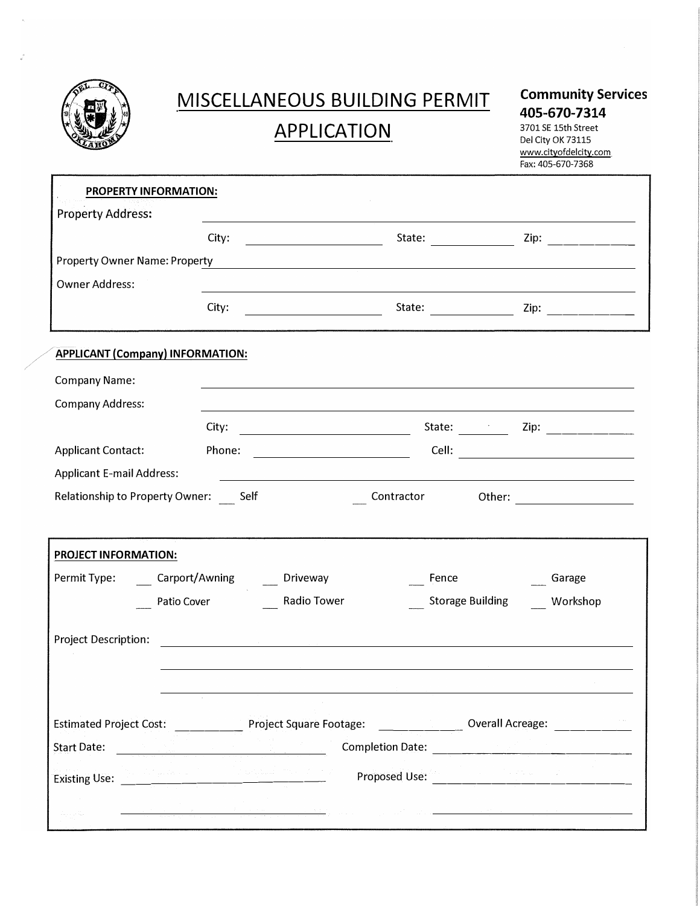# MISCELLANEOUS BUILDING PERMIT APPLICATION

**Community Services**
**405-670-7314**
3701 SE 15th Street
Del City OK 73115
www.cityofdelcity.com
Fax: 405-670-7368

**PROPERTY INFORMATION:**

Property Address: ______________________________

City: ______________ State: __________ Zip: __________

Property Owner Name: Property ______________________________

Owner Address: ______________________________

City: ______________ State: __________ Zip: __________

**APPLICANT (Company) INFORMATION:**

Company Name: ______________________________

Company Address: ______________________________

City: ______________ State: ______ Zip: __________

Applicant Contact: Phone: ______________ Cell: ______________

Applicant E-mail Address: ______________________________

Relationship to Property Owner: ___ Self ___ Contractor Other: ______________

**PROJECT INFORMATION:**

Permit Type: ___ Carport/Awning ___ Driveway ___ Fence ___ Garage

___ Patio Cover ___ Radio Tower ___ Storage Building ___ Workshop

Project Description: ______________________________

______________________________

______________________________

Estimated Project Cost: __________ Project Square Footage: __________ Overall Acreage: __________

Start Date: ______________ Completion Date: ______________

Existing Use: ______________ Proposed Use: ______________

______________ ______________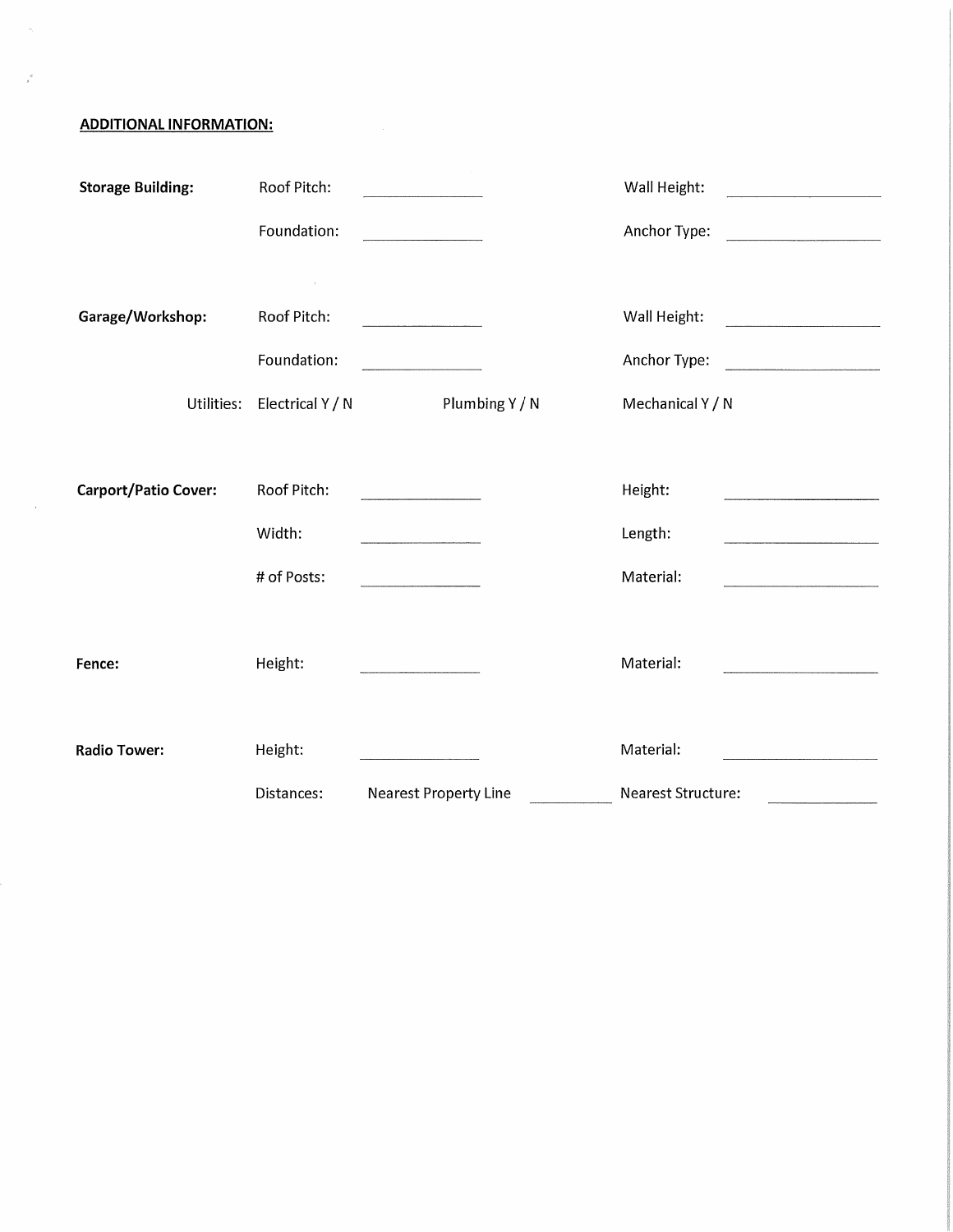**ADDITIONAL INFORMATION:**

**Storage Building:**

Roof Pitch: ______________ Wall Height: ______________

Foundation: ______________ Anchor Type: ______________

**Garage/Workshop:**

Roof Pitch: ______________ Wall Height: ______________

Foundation: ______________ Anchor Type: ______________

Utilities: Electrical Y / N Plumbing Y / N Mechanical Y / N

**Carport/Patio Cover:**

Roof Pitch: ______________ Height: ______________

Width: ______________ Length: ______________

# of Posts: ______________ Material: ______________

**Fence:**

Height: ______________ Material: ______________

**Radio Tower:**

Height: ______________ Material: ______________

Distances: Nearest Property Line __________ Nearest Structure: __________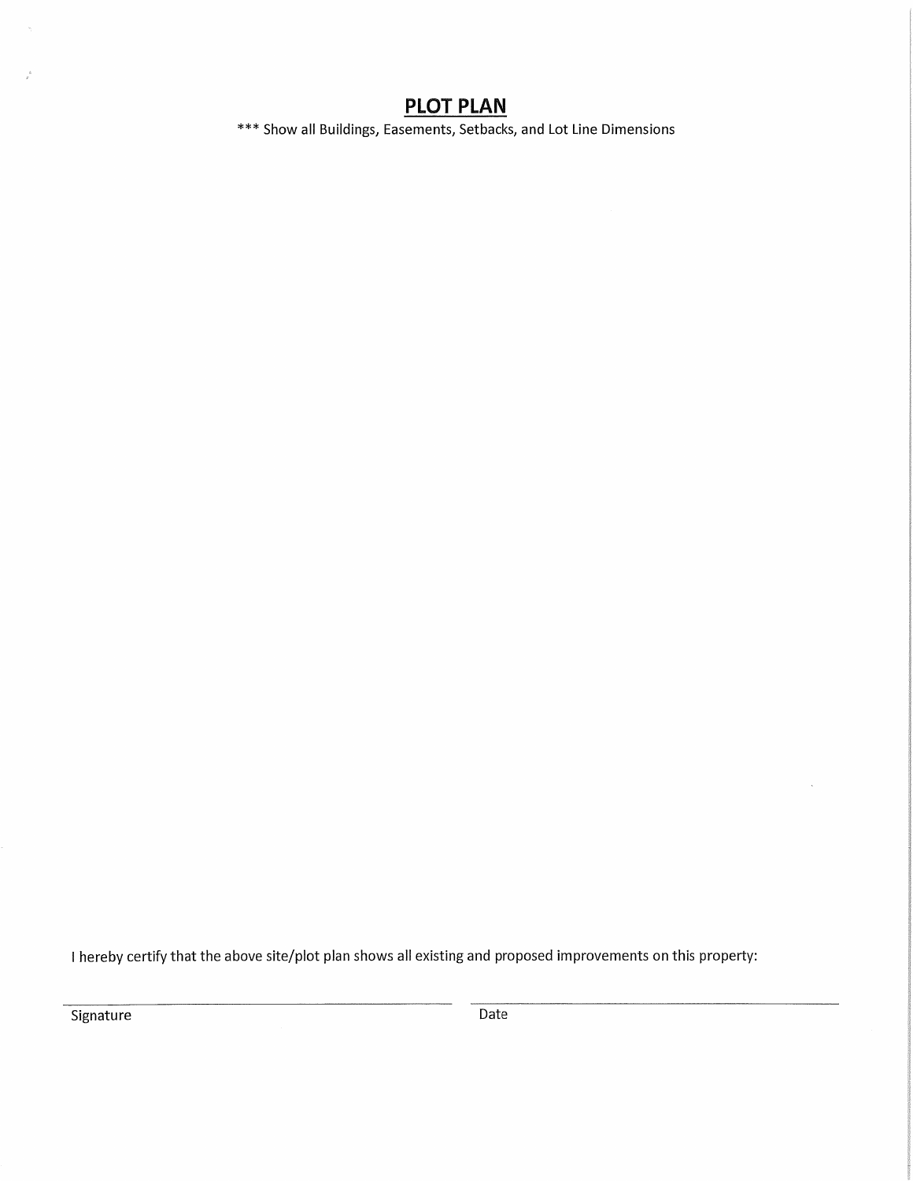# PLOT PLAN

*** Show all Buildings, Easements, Setbacks, and Lot Line Dimensions

I hereby certify that the above site/plot plan shows all existing and proposed improvements on this property:

| Signature | Date |
|---|---|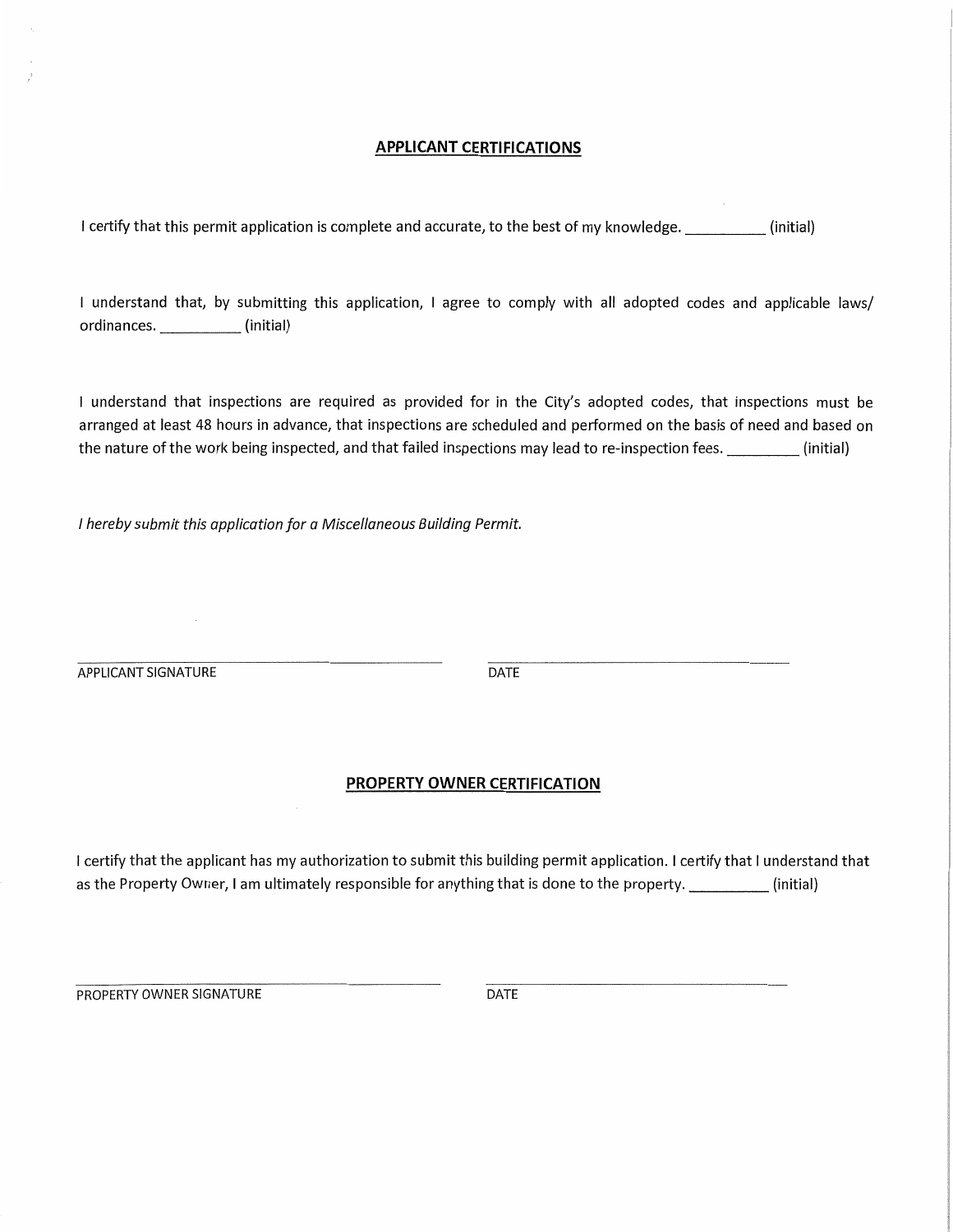## APPLICANT CERTIFICATIONS

I certify that this permit application is complete and accurate, to the best of my knowledge. __________ (initial)

I understand that, by submitting this application, I agree to comply with all adopted codes and applicable laws/ ordinances. __________ (initial)

I understand that inspections are required as provided for in the City's adopted codes, that inspections must be arranged at least 48 hours in advance, that inspections are scheduled and performed on the basis of need and based on the nature of the work being inspected, and that failed inspections may lead to re-inspection fees. _________ (initial)

*I hereby submit this application for a Miscellaneous Building Permit.*

______________________________________ ______________________________

APPLICANT SIGNATURE DATE

## PROPERTY OWNER CERTIFICATION

I certify that the applicant has my authorization to submit this building permit application. I certify that I understand that as the Property Owner, I am ultimately responsible for anything that is done to the property. __________ (initial)

______________________________________ ______________________________

PROPERTY OWNER SIGNATURE DATE